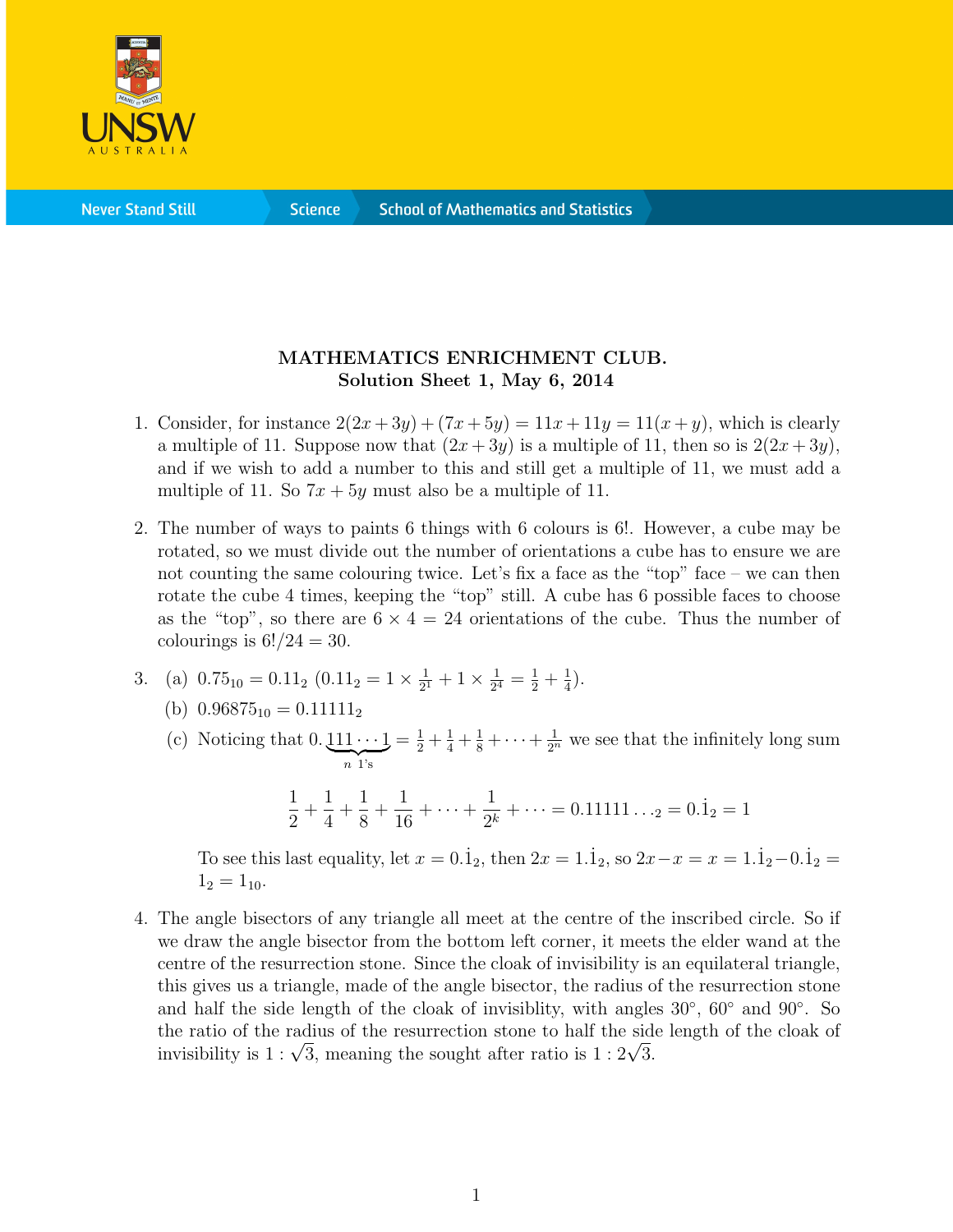**MATHEMATICS ENRICHMENT CLUB.**
**Solution Sheet 1, May 6, 2014**

1. Consider, for instance $2(2x+3y)+(7x+5y) = 11x+11y = 11(x+y)$, which is clearly a multiple of 11. Suppose now that $(2x+3y)$ is a multiple of 11, then so is $2(2x+3y)$, and if we wish to add a number to this and still get a multiple of 11, we must add a multiple of 11. So $7x+5y$ must also be a multiple of 11.

2. The number of ways to paints 6 things with 6 colours is 6!. However, a cube may be rotated, so we must divide out the number of orientations a cube has to ensure we are not counting the same colouring twice. Let's fix a face as the "top" face – we can then rotate the cube 4 times, keeping the "top" still. A cube has 6 possible faces to choose as the "top", so there are $6 \times 4 = 24$ orientations of the cube. Thus the number of colourings is $6!/24 = 30$.

3. (a) $0.75_{10} = 0.11_2$ ($0.11_2 = 1 \times \frac{1}{2^1} + 1 \times \frac{1}{2^4} = \frac{1}{2} + \frac{1}{4}$).

   (b) $0.96875_{10} = 0.11111_2$

   (c) Noticing that $0.\underbrace{111\cdots1}_{n \text{ 1's}} = \frac{1}{2} + \frac{1}{4} + \frac{1}{8} + \cdots + \frac{1}{2^n}$ we see that the infinitely long sum

   $$\frac{1}{2} + \frac{1}{4} + \frac{1}{8} + \frac{1}{16} + \cdots + \frac{1}{2^k} + \cdots = 0.11111\ldots_2 = 0.\dot{1}_2 = 1$$

   To see this last equality, let $x = 0.\dot{1}_2$, then $2x = 1.\dot{1}_2$, so $2x - x = x = 1.\dot{1}_2 - 0.\dot{1}_2 = 1_2 = 1_{10}$.

4. The angle bisectors of any triangle all meet at the centre of the inscribed circle. So if we draw the angle bisector from the bottom left corner, it meets the elder wand at the centre of the resurrection stone. Since the cloak of invisibility is an equilateral triangle, this gives us a triangle, made of the angle bisector, the radius of the resurrection stone and half the side length of the cloak of invisiblity, with angles 30°, 60° and 90°. So the ratio of the radius of the resurrection stone to half the side length of the cloak of invisibility is $1 : \sqrt{3}$, meaning the sought after ratio is $1 : 2\sqrt{3}$.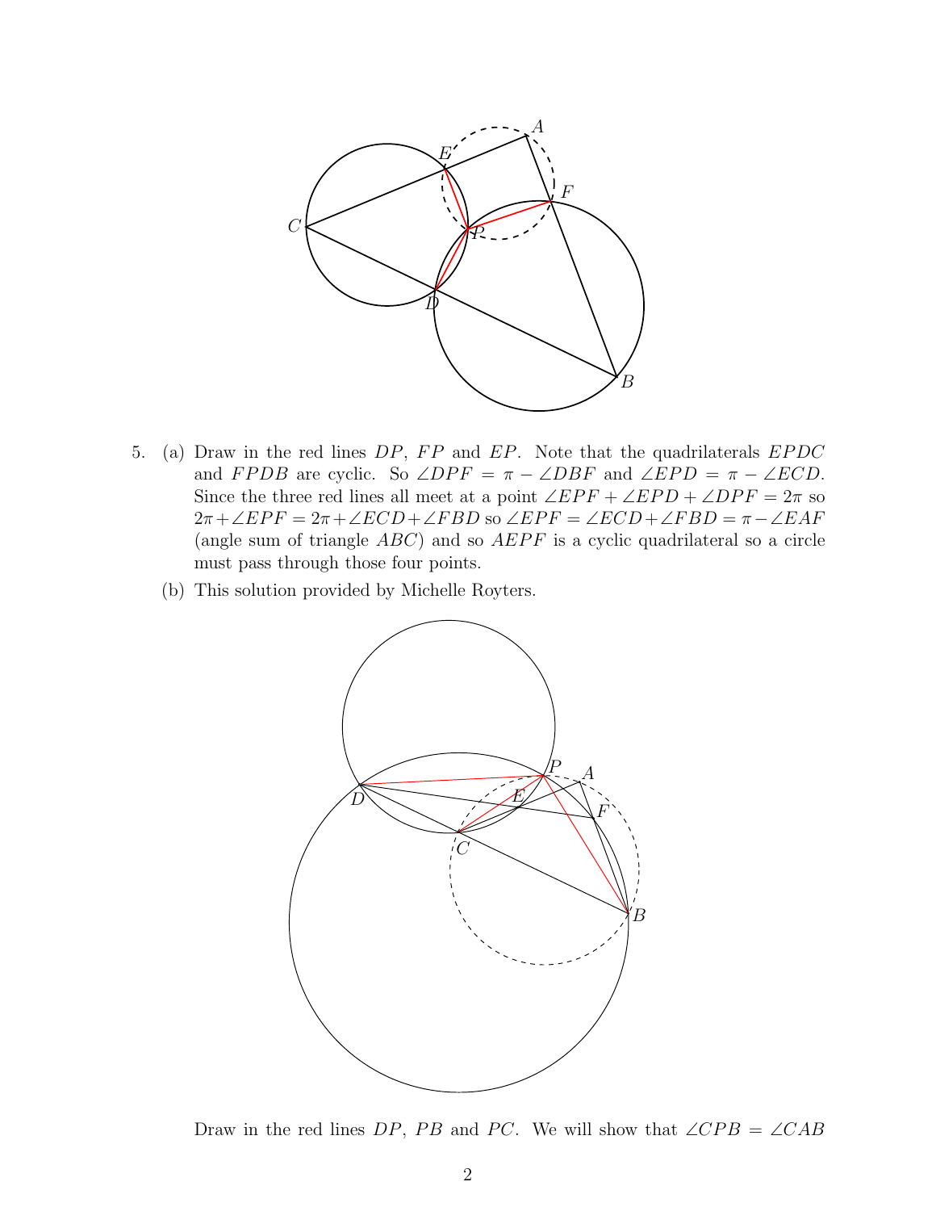5. (a) Draw in the red lines $DP$, $FP$ and $EP$. Note that the quadrilaterals $EPDC$ and $FPDB$ are cyclic. So $\angle DPF = \pi - \angle DBF$ and $\angle EPD = \pi - \angle ECD$. Since the three red lines all meet at a point $\angle EPF + \angle EPD + \angle DPF = 2\pi$ so $2\pi + \angle EPF = 2\pi + \angle ECD + \angle FBD$ so $\angle EPF = \angle ECD + \angle FBD = \pi - \angle EAF$ (angle sum of triangle $ABC$) and so $AEPF$ is a cyclic quadrilateral so a circle must pass through those four points.

   (b) This solution provided by Michelle Royters.

   Draw in the red lines $DP$, $PB$ and $PC$. We will show that $\angle CPB = \angle CAB$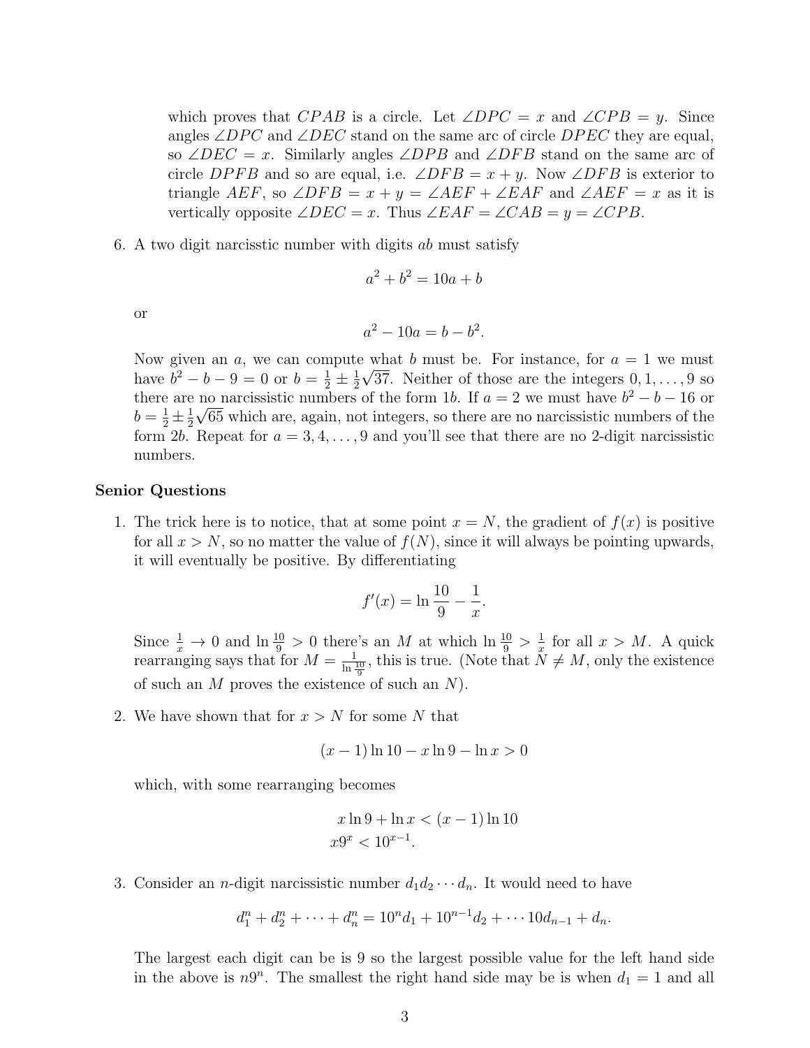which proves that $CPAB$ is a circle. Let $\angle DPC = x$ and $\angle CPB = y$. Since angles $\angle DPC$ and $\angle DEC$ stand on the same arc of circle $DPEC$ they are equal, so $\angle DEC = x$. Similarly angles $\angle DPB$ and $\angle DFB$ stand on the same arc of circle $DPFB$ and so are equal, i.e. $\angle DFB = x + y$. Now $\angle DFB$ is exterior to triangle $AEF$, so $\angle DFB = x + y = \angle AEF + \angle EAF$ and $\angle AEF = x$ as it is vertically opposite $\angle DEC = x$. Thus $\angle EAF = \angle CAB = y = \angle CPB$.

6. A two digit narcisstic number with digits $ab$ must satisfy

$$a^2 + b^2 = 10a + b$$

or

$$a^2 - 10a = b - b^2.$$

Now given an $a$, we can compute what $b$ must be. For instance, for $a = 1$ we must have $b^2 - b - 9 = 0$ or $b = \frac{1}{2} \pm \frac{1}{2}\sqrt{37}$. Neither of those are the integers $0, 1, \ldots, 9$ so there are no narcissistic numbers of the form $1b$. If $a = 2$ we must have $b^2 - b - 16$ or $b = \frac{1}{2} \pm \frac{1}{2}\sqrt{65}$ which are, again, not integers, so there are no narcissistic numbers of the form $2b$. Repeat for $a = 3, 4, \ldots, 9$ and you'll see that there are no 2-digit narcissistic numbers.

## Senior Questions

1. The trick here is to notice, that at some point $x = N$, the gradient of $f(x)$ is positive for all $x > N$, so no matter the value of $f(N)$, since it will always be pointing upwards, it will eventually be positive. By differentiating

$$f'(x) = \ln \frac{10}{9} - \frac{1}{x}.$$

Since $\frac{1}{x} \to 0$ and $\ln \frac{10}{9} > 0$ there's an $M$ at which $\ln \frac{10}{9} > \frac{1}{x}$ for all $x > M$. A quick rearranging says that for $M = \frac{1}{\ln \frac{10}{9}}$, this is true. (Note that $N \neq M$, only the existence of such an $M$ proves the existence of such an $N$).

2. We have shown that for $x > N$ for some $N$ that

$$(x - 1)\ln 10 - x \ln 9 - \ln x > 0$$

which, with some rearranging becomes

$$\begin{aligned} x \ln 9 + \ln x &< (x - 1)\ln 10 \\ x 9^x &< 10^{x-1}. \end{aligned}$$

3. Consider an $n$-digit narcissistic number $d_1 d_2 \cdots d_n$. It would need to have

$$d_1^n + d_2^n + \cdots + d_n^n = 10^n d_1 + 10^{n-1} d_2 + \cdots 10 d_{n-1} + d_n.$$

The largest each digit can be is 9 so the largest possible value for the left hand side in the above is $n9^n$. The smallest the right hand side may be is when $d_1 = 1$ and all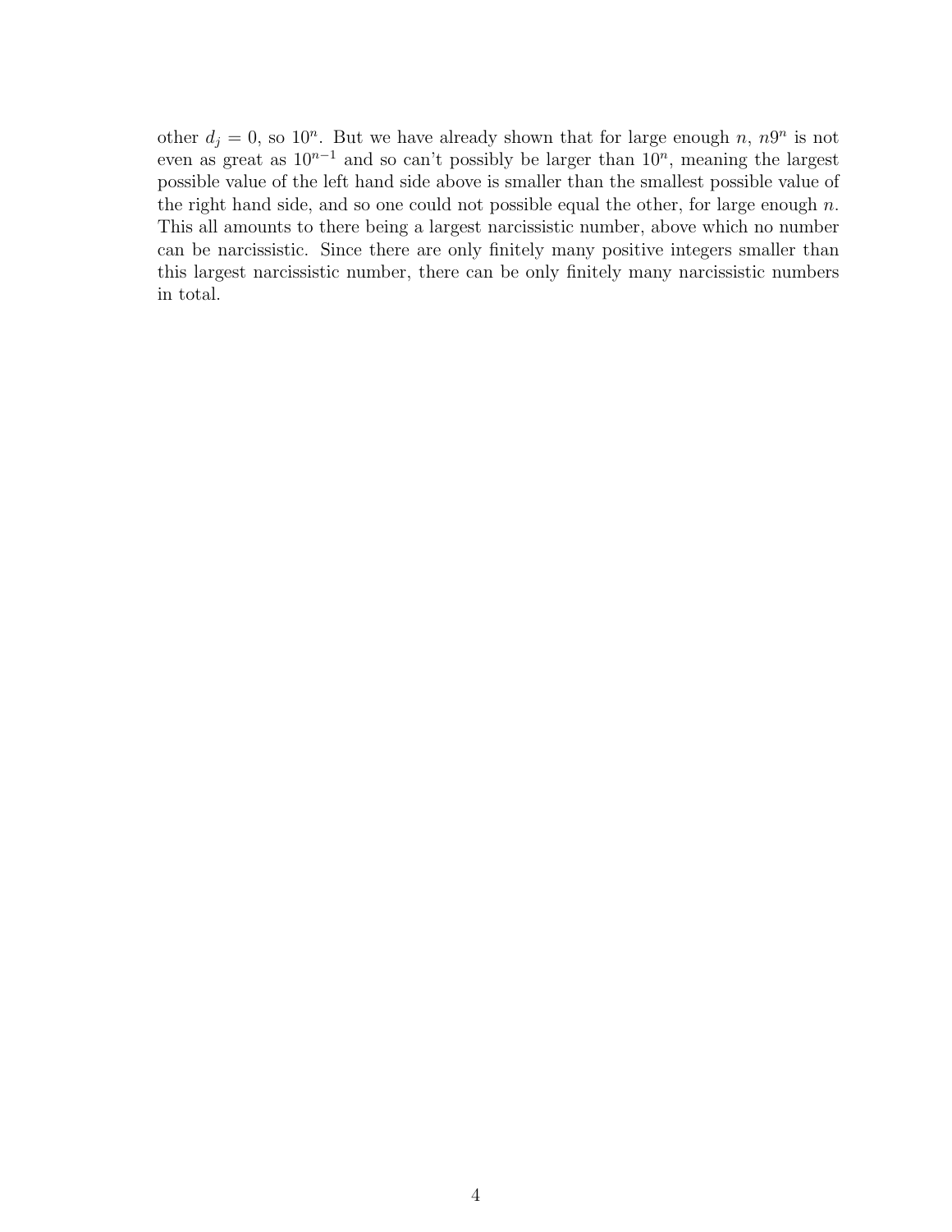other $d_j = 0$, so $10^n$. But we have already shown that for large enough $n$, $n9^n$ is not even as great as $10^{n-1}$ and so can't possibly be larger than $10^n$, meaning the largest possible value of the left hand side above is smaller than the smallest possible value of the right hand side, and so one could not possible equal the other, for large enough $n$. This all amounts to there being a largest narcissistic number, above which no number can be narcissistic. Since there are only finitely many positive integers smaller than this largest narcissistic number, there can be only finitely many narcissistic numbers in total.